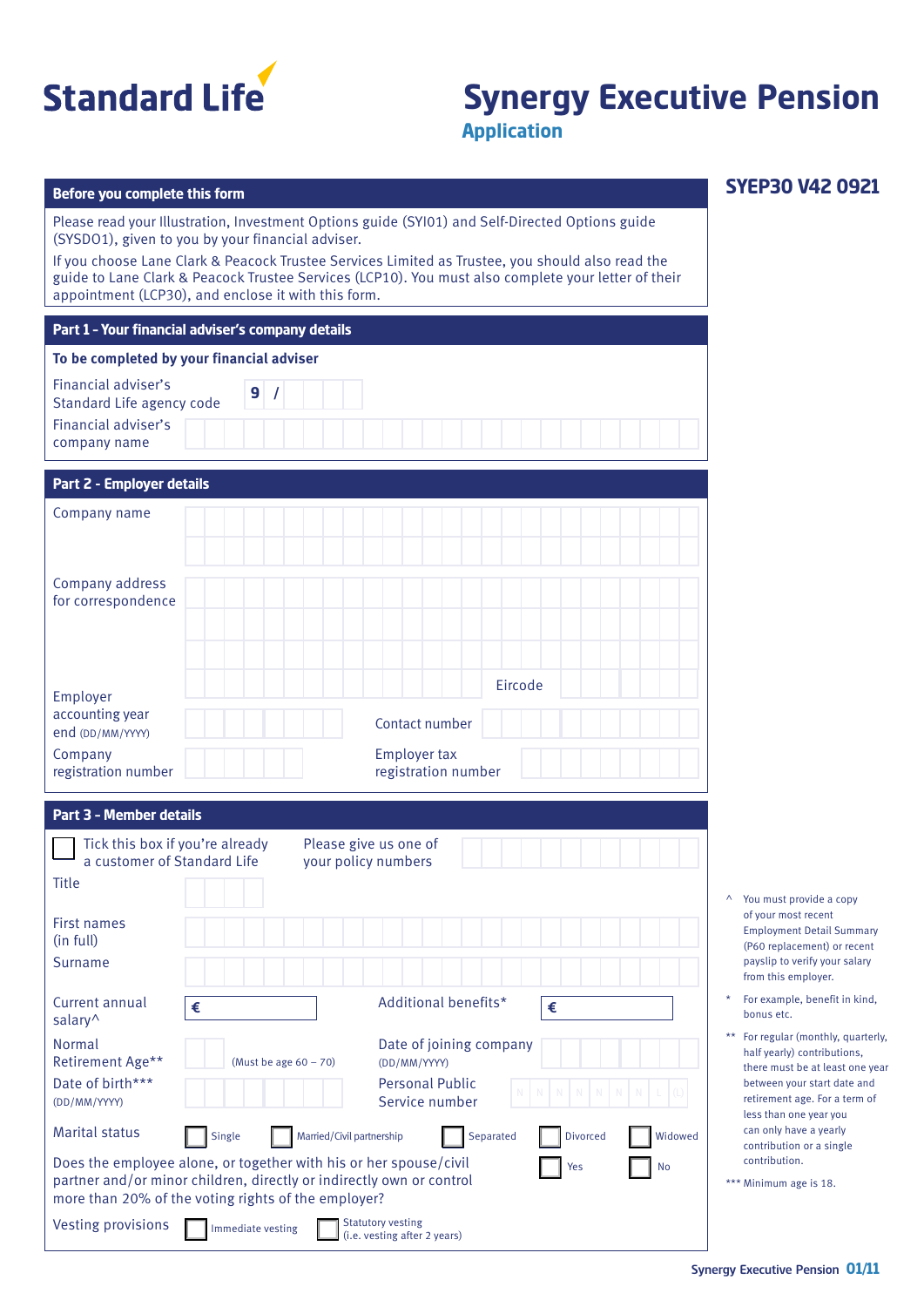# Standard Life

# Synergy Executive Pension

## Application

**SYEP30 V42 0921**

### Before you complete this form

Please read your Illustration, Investment Options guide (SYI01) and Self-Directed Options guide (SYSDO1), given to you by your financial adviser.

If you choose Lane Clark & Peacock Trustee Services Limited as Trustee, you should also read the guide to Lane Clark & Peacock Trustee Services (LCP10). You must also complete your letter of their appointment (LCP30), and enclose it with this form.

### Part 1 - Your financial adviser's company details

**To be completed by your financial adviser**

Financial adviser's Standard Life agency code: 9 /

Financial adviser's company name:

### Part 2 - Employer details

Company name:

Company address for correspondence:

Eircode:

Employer accounting year end (DD/MM/YYYY):

Contact number:

Company registration number:

Employer tax registration number:

### Part 3 - Member details

☐ Tick this box if you're already a customer of Standard Life

Please give us one of your policy numbers:

Title:

First names (in full):

Surname:

Current annual salary^: €

Additional benefits*: €

Normal Retirement Age** (Must be age 60 – 70):

Date of joining company (DD/MM/YYYY):

Date of birth*** (DD/MM/YYYY):

Personal Public Service number: N N N N N N N L (L)

Marital status: ☐ Single ☐ Married/Civil partnership ☐ Separated ☐ Divorced ☐ Widowed

Does the employee alone, or together with his or her spouse/civil partner and/or minor children, directly or indirectly own or control more than 20% of the voting rights of the employer? ☐ Yes ☐ No

Vesting provisions: ☐ Immediate vesting ☐ Statutory vesting (i.e. vesting after 2 years)

^ You must provide a copy of your most recent Employment Detail Summary (P60 replacement) or recent payslip to verify your salary from this employer.

\* For example, benefit in kind, bonus etc.

\*\* For regular (monthly, quarterly, half yearly) contributions, there must be at least one year between your start date and retirement age. For a term of less than one year you can only have a yearly contribution or a single contribution.

\*\*\* Minimum age is 18.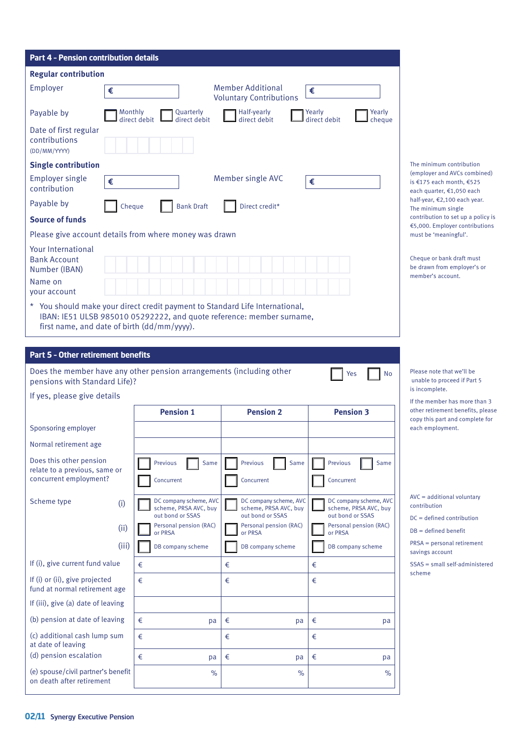## Part 4 - Pension contribution details

### Regular contribution

Employer €

Member Additional Voluntary Contributions €

Payable by ☐ Monthly direct debit ☐ Quarterly direct debit ☐ Half-yearly direct debit ☐ Yearly direct debit ☐ Yearly cheque

Date of first regular contributions (DD/MM/YYYY)

### Single contribution

Employer single contribution €

Member single AVC €

Payable by ☐ Cheque ☐ Bank Draft ☐ Direct credit*

### Source of funds

Please give account details from where money was drawn

Your International Bank Account Number (IBAN)

Name on your account

\* You should make your direct credit payment to Standard Life International, IBAN: IE51 ULSB 985010 05292222, and quote reference: member surname, first name, and date of birth (dd/mm/yyyy).

The minimum contribution (employer and AVCs combined) is €175 each month, €525 each quarter, €1,050 each half-year, €2,100 each year. The minimum single contribution to set up a policy is €5,000. Employer contributions must be 'meaningful'.

Cheque or bank draft must be drawn from employer's or member's account.

## Part 5 - Other retirement benefits

Does the member have any other pension arrangements (including other pensions with Standard Life)? ☐ Yes ☐ No

If yes, please give details

| | Pension 1 | Pension 2 | Pension 3 |
|---|---|---|---|
| Sponsoring employer | | | |
| Normal retirement age | | | |
| Does this other pension relate to a previous, same or concurrent employment? | ☐ Previous ☐ Same ☐ Concurrent | ☐ Previous ☐ Same ☐ Concurrent | ☐ Previous ☐ Same ☐ Concurrent |
| Scheme type (i) | ☐ DC company scheme, AVC scheme, PRSA AVC, buy out bond or SSAS | ☐ DC company scheme, AVC scheme, PRSA AVC, buy out bond or SSAS | ☐ DC company scheme, AVC scheme, PRSA AVC, buy out bond or SSAS |
| (ii) | ☐ Personal pension (RAC) or PRSA | ☐ Personal pension (RAC) or PRSA | ☐ Personal pension (RAC) or PRSA |
| (iii) | ☐ DB company scheme | ☐ DB company scheme | ☐ DB company scheme |
| If (i), give current fund value | € | € | € |
| If (i) or (ii), give projected fund at normal retirement age | € | € | € |
| If (iii), give (a) date of leaving | | | |
| (b) pension at date of leaving | € pa | € pa | € pa |
| (c) additional cash lump sum at date of leaving | € | € | € |
| (d) pension escalation | € pa | € pa | € pa |
| (e) spouse/civil partner's benefit on death after retirement | % | % | % |

Please note that we'll be unable to proceed if Part 5 is incomplete.

If the member has more than 3 other retirement benefits, please copy this part and complete for each employment.

AVC = additional voluntary contribution

DC = defined contribution

DB = defined benefit

PRSA = personal retirement savings account

SSAS = small self-administered scheme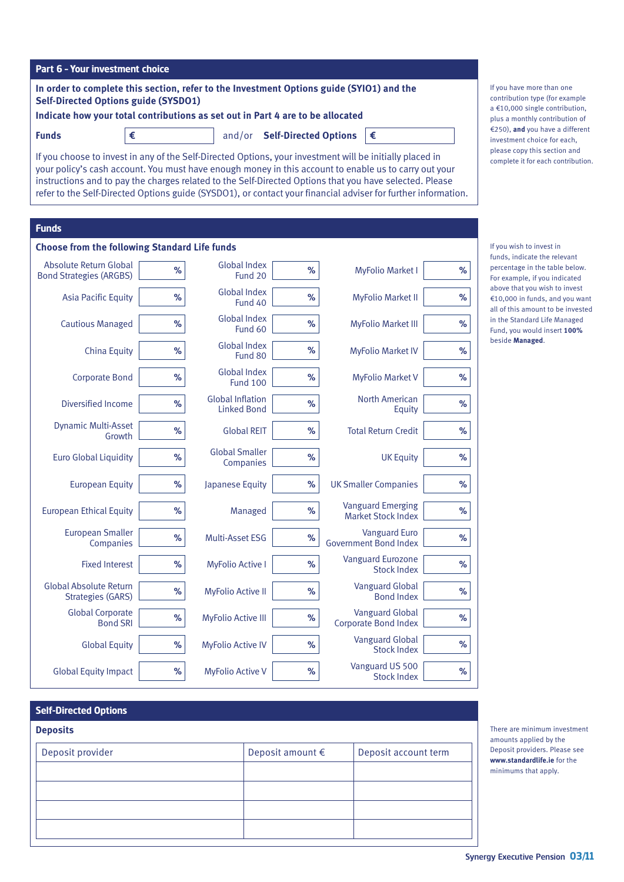## Part 6 – Your investment choice

**In order to complete this section, refer to the Investment Options guide (SYIO1) and the Self-Directed Options guide (SYSDO1)**

**Indicate how your total contributions as set out in Part 4 are to be allocated**

**Funds** € ____________ and/or **Self-Directed Options** € ____________

If you choose to invest in any of the Self-Directed Options, your investment will be initially placed in your policy's cash account. You must have enough money in this account to enable us to carry out your instructions and to pay the charges related to the Self-Directed Options that you have selected. Please refer to the Self-Directed Options guide (SYSDO1), or contact your financial adviser for further information.

If you have more than one contribution type (for example a €10,000 single contribution, plus a monthly contribution of €250), **and** you have a different investment choice for each, please copy this section and complete it for each contribution.

## Funds

**Choose from the following Standard Life funds**

| Fund | % | Fund | % | Fund | % |
|---|---|---|---|---|---|
| Absolute Return Global Bond Strategies (ARGBS) | % | Global Index Fund 20 | % | MyFolio Market I | % |
| Asia Pacific Equity | % | Global Index Fund 40 | % | MyFolio Market II | % |
| Cautious Managed | % | Global Index Fund 60 | % | MyFolio Market III | % |
| China Equity | % | Global Index Fund 80 | % | MyFolio Market IV | % |
| Corporate Bond | % | Global Index Fund 100 | % | MyFolio Market V | % |
| Diversified Income | % | Global Inflation Linked Bond | % | North American Equity | % |
| Dynamic Multi-Asset Growth | % | Global REIT | % | Total Return Credit | % |
| Euro Global Liquidity | % | Global Smaller Companies | % | UK Equity | % |
| European Equity | % | Japanese Equity | % | UK Smaller Companies | % |
| European Ethical Equity | % | Managed | % | Vanguard Emerging Market Stock Index | % |
| European Smaller Companies | % | Multi-Asset ESG | % | Vanguard Euro Government Bond Index | % |
| Fixed Interest | % | MyFolio Active I | % | Vanguard Eurozone Stock Index | % |
| Global Absolute Return Strategies (GARS) | % | MyFolio Active II | % | Vanguard Global Bond Index | % |
| Global Corporate Bond SRI | % | MyFolio Active III | % | Vanguard Global Corporate Bond Index | % |
| Global Equity | % | MyFolio Active IV | % | Vanguard Global Stock Index | % |
| Global Equity Impact | % | MyFolio Active V | % | Vanguard US 500 Stock Index | % |

If you wish to invest in funds, indicate the relevant percentage in the table below. For example, if you indicated above that you wish to invest €10,000 in funds, and you want all of this amount to be invested in the Standard Life Managed Fund, you would insert **100%** beside **Managed**.

## Self-Directed Options

**Deposits**

| Deposit provider | Deposit amount € | Deposit account term |
|---|---|---|
| | | |
| | | |
| | | |
| | | |

There are minimum investment amounts applied by the Deposit providers. Please see **www.standardlife.ie** for the minimums that apply.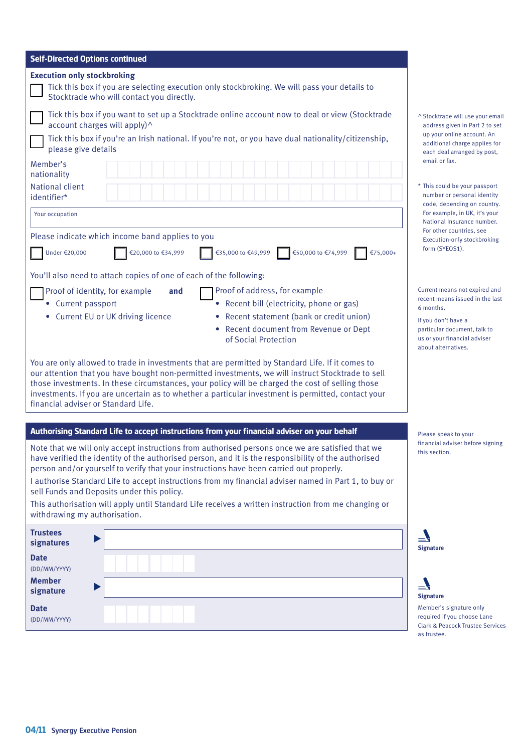## Self-Directed Options continued

### Execution only stockbroking

☐ Tick this box if you are selecting execution only stockbroking. We will pass your details to Stocktrade who will contact you directly.

☐ Tick this box if you want to set up a Stocktrade online account now to deal or view (Stocktrade account charges will apply)^

☐ Tick this box if you're an Irish national. If you're not, or you have dual nationality/citizenship, please give details

Member's nationality

National client identifier*

Your occupation

Please indicate which income band applies to you

☐ Under €20,000 ☐ €20,000 to €34,999 ☐ €35,000 to €49,999 ☐ €50,000 to €74,999 ☐ €75,000+

You'll also need to attach copies of one of each of the following:

☐ Proof of identity, for example
- Current passport
- Current EU or UK driving licence

**and**

☐ Proof of address, for example
- Recent bill (electricity, phone or gas)
- Recent statement (bank or credit union)
- Recent document from Revenue or Dept of Social Protection

You are only allowed to trade in investments that are permitted by Standard Life. If it comes to our attention that you have bought non-permitted investments, we will instruct Stocktrade to sell those investments. In these circumstances, your policy will be charged the cost of selling those investments. If you are uncertain as to whether a particular investment is permitted, contact your financial adviser or Standard Life.

^ Stocktrade will use your email address given in Part 2 to set up your online account. An additional charge applies for each deal arranged by post, email or fax.

* This could be your passport number or personal identity code, depending on country. For example, in UK, it's your National Insurance number. For other countries, see Execution-only stockbroking form (SYEOS1).

Current means not expired and recent means issued in the last 6 months.

If you don't have a particular document, talk to us or your financial adviser about alternatives.

## Authorising Standard Life to accept instructions from your financial adviser on your behalf

Note that we will only accept instructions from authorised persons once we are satisfied that we have verified the identity of the authorised person, and it is the responsibility of the authorised person and/or yourself to verify that your instructions have been carried out properly.

I authorise Standard Life to accept instructions from my financial adviser named in Part 1, to buy or sell Funds and Deposits under this policy.

This authorisation will apply until Standard Life receives a written instruction from me changing or withdrawing my authorisation.

**Trustees signatures** ▶

**Date** (DD/MM/YYYY)

**Member signature** ▶

**Date** (DD/MM/YYYY)

Please speak to your financial adviser before signing this section.

**Signature**

**Signature**

Member's signature only required if you choose Lane Clark & Peacock Trustee Services as trustee.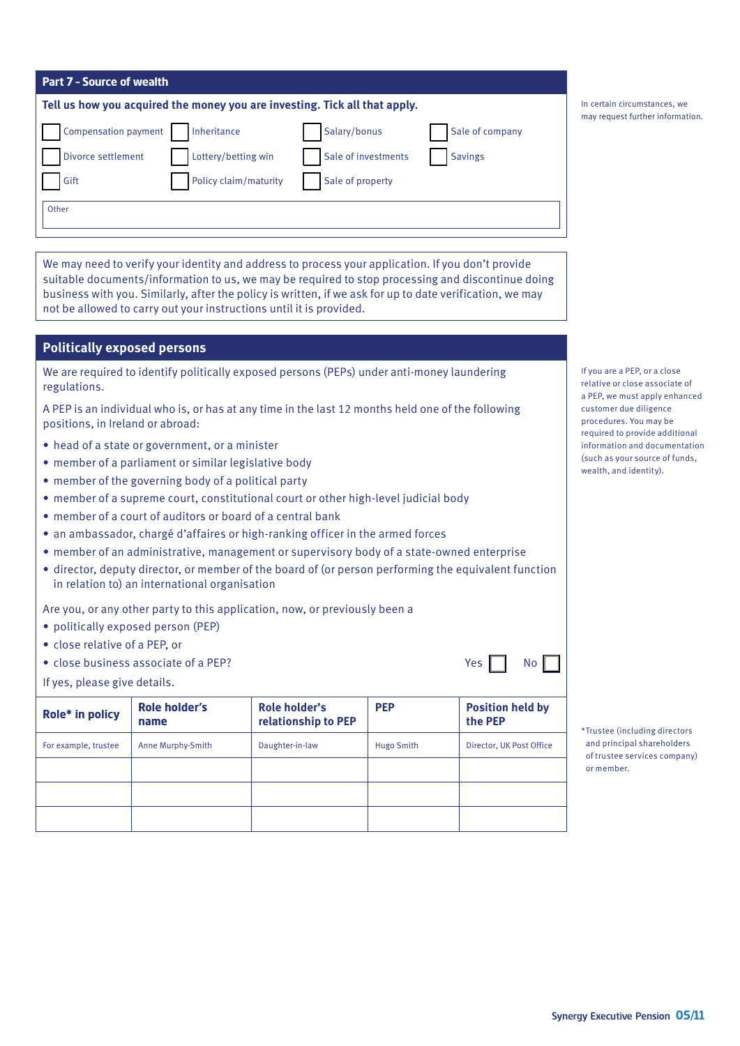## Part 7 - Source of wealth

**Tell us how you acquired the money you are investing. Tick all that apply.**

☐ Compensation payment ☐ Inheritance ☐ Salary/bonus ☐ Sale of company

☐ Divorce settlement ☐ Lottery/betting win ☐ Sale of investments ☐ Savings

☐ Gift ☐ Policy claim/maturity ☐ Sale of property

Other

In certain circumstances, we may request further information.

We may need to verify your identity and address to process your application. If you don't provide suitable documents/information to us, we may be required to stop processing and discontinue doing business with you. Similarly, after the policy is written, if we ask for up to date verification, we may not be allowed to carry out your instructions until it is provided.

## Politically exposed persons

We are required to identify politically exposed persons (PEPs) under anti-money laundering regulations.

A PEP is an individual who is, or has at any time in the last 12 months held one of the following positions, in Ireland or abroad:

- head of a state or government, or a minister
- member of a parliament or similar legislative body
- member of the governing body of a political party
- member of a supreme court, constitutional court or other high-level judicial body
- member of a court of auditors or board of a central bank
- an ambassador, chargé d'affaires or high-ranking officer in the armed forces
- member of an administrative, management or supervisory body of a state-owned enterprise
- director, deputy director, or member of the board of (or person performing the equivalent function in relation to) an international organisation

If you are a PEP, or a close relative or close associate of a PEP, we must apply enhanced customer due diligence procedures. You may be required to provide additional information and documentation (such as your source of funds, wealth, and identity).

Are you, or any other party to this application, now, or previously been a

- politically exposed person (PEP)
- close relative of a PEP, or
- close business associate of a PEP? Yes ☐ No ☐

If yes, please give details.

| Role* in policy | Role holder's name | Role holder's relationship to PEP | PEP | Position held by the PEP |
|---|---|---|---|---|
| For example, trustee | Anne Murphy-Smith | Daughter-in-law | Hugo Smith | Director, UK Post Office |
| | | | | |
| | | | | |
| | | | | |

*Trustee (including directors and principal shareholders of trustee services company) or member.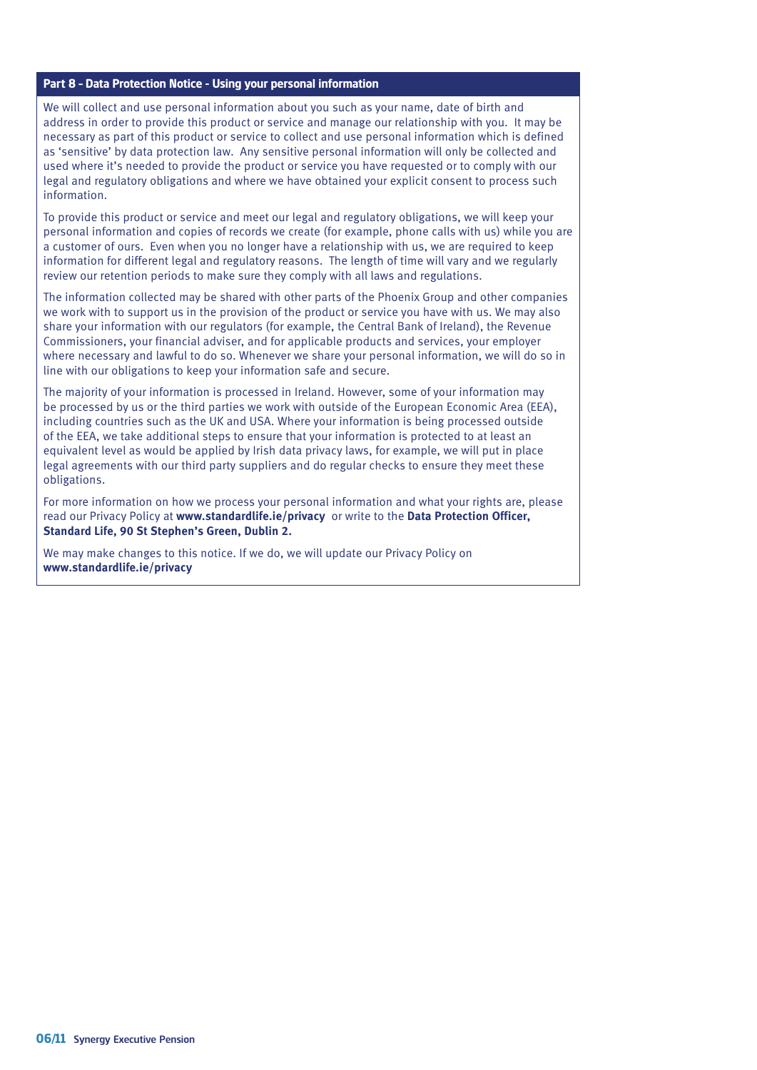## Part 8 - Data Protection Notice - Using your personal information

We will collect and use personal information about you such as your name, date of birth and address in order to provide this product or service and manage our relationship with you. It may be necessary as part of this product or service to collect and use personal information which is defined as 'sensitive' by data protection law. Any sensitive personal information will only be collected and used where it's needed to provide the product or service you have requested or to comply with our legal and regulatory obligations and where we have obtained your explicit consent to process such information.

To provide this product or service and meet our legal and regulatory obligations, we will keep your personal information and copies of records we create (for example, phone calls with us) while you are a customer of ours. Even when you no longer have a relationship with us, we are required to keep information for different legal and regulatory reasons. The length of time will vary and we regularly review our retention periods to make sure they comply with all laws and regulations.

The information collected may be shared with other parts of the Phoenix Group and other companies we work with to support us in the provision of the product or service you have with us. We may also share your information with our regulators (for example, the Central Bank of Ireland), the Revenue Commissioners, your financial adviser, and for applicable products and services, your employer where necessary and lawful to do so. Whenever we share your personal information, we will do so in line with our obligations to keep your information safe and secure.

The majority of your information is processed in Ireland. However, some of your information may be processed by us or the third parties we work with outside of the European Economic Area (EEA), including countries such as the UK and USA. Where your information is being processed outside of the EEA, we take additional steps to ensure that your information is protected to at least an equivalent level as would be applied by Irish data privacy laws, for example, we will put in place legal agreements with our third party suppliers and do regular checks to ensure they meet these obligations.

For more information on how we process your personal information and what your rights are, please read our Privacy Policy at **www.standardlife.ie/privacy** or write to the **Data Protection Officer, Standard Life, 90 St Stephen's Green, Dublin 2.**

We may make changes to this notice. If we do, we will update our Privacy Policy on **www.standardlife.ie/privacy**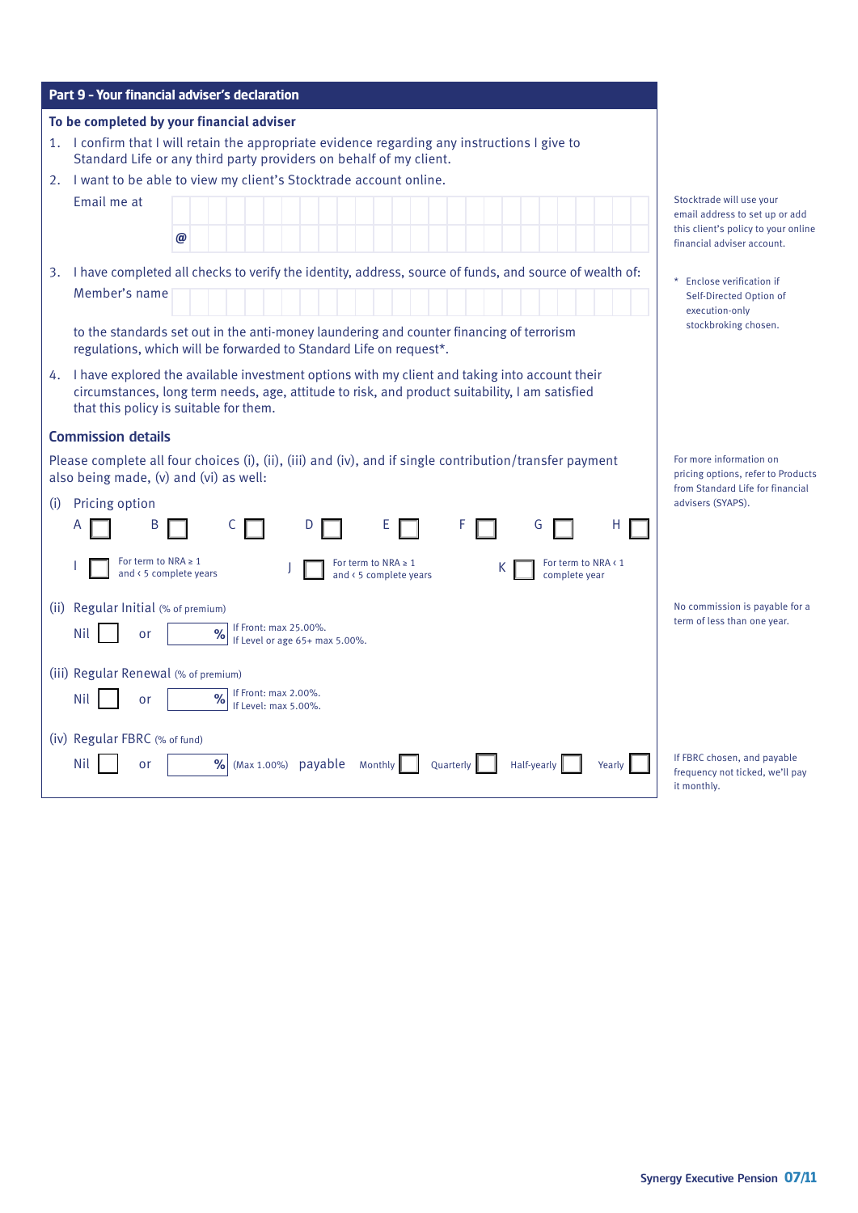## Part 9 – Your financial adviser's declaration

**To be completed by your financial adviser**

1. I confirm that I will retain the appropriate evidence regarding any instructions I give to Standard Life or any third party providers on behalf of my client.
2. I want to be able to view my client's Stocktrade account online.

   Email me at

   @

3. I have completed all checks to verify the identity, address, source of funds, and source of wealth of:

   Member's name

   to the standards set out in the anti-money laundering and counter financing of terrorism regulations, which will be forwarded to Standard Life on request*.

4. I have explored the available investment options with my client and taking into account their circumstances, long term needs, age, attitude to risk, and product suitability, I am satisfied that this policy is suitable for them.

Stocktrade will use your email address to set up or add this client's policy to your online financial adviser account.

\* Enclose verification if Self-Directed Option of execution-only stockbroking chosen.

### Commission details

Please complete all four choices (i), (ii), (iii) and (iv), and if single contribution/transfer payment also being made, (v) and (vi) as well:

For more information on pricing options, refer to Products from Standard Life for financial advisers (SYAPS).

(i) Pricing option

A ☐ B ☐ C ☐ D ☐ E ☐ F ☐ G ☐ H ☐

I ☐ For term to NRA ≥ 1 and < 5 complete years

J ☐ For term to NRA ≥ 1 and < 5 complete years

K ☐ For term to NRA < 1 complete year

(ii) Regular Initial (% of premium)

Nil ☐ or ____ % If Front: max 25.00%. If Level or age 65+ max 5.00%.

No commission is payable for a term of less than one year.

(iii) Regular Renewal (% of premium)

Nil ☐ or ____ % If Front: max 2.00%. If Level: max 5.00%.

(iv) Regular FBRC (% of fund)

Nil ☐ or ____ % (Max 1.00%) payable Monthly ☐ Quarterly ☐ Half-yearly ☐ Yearly ☐

If FBRC chosen, and payable frequency not ticked, we'll pay it monthly.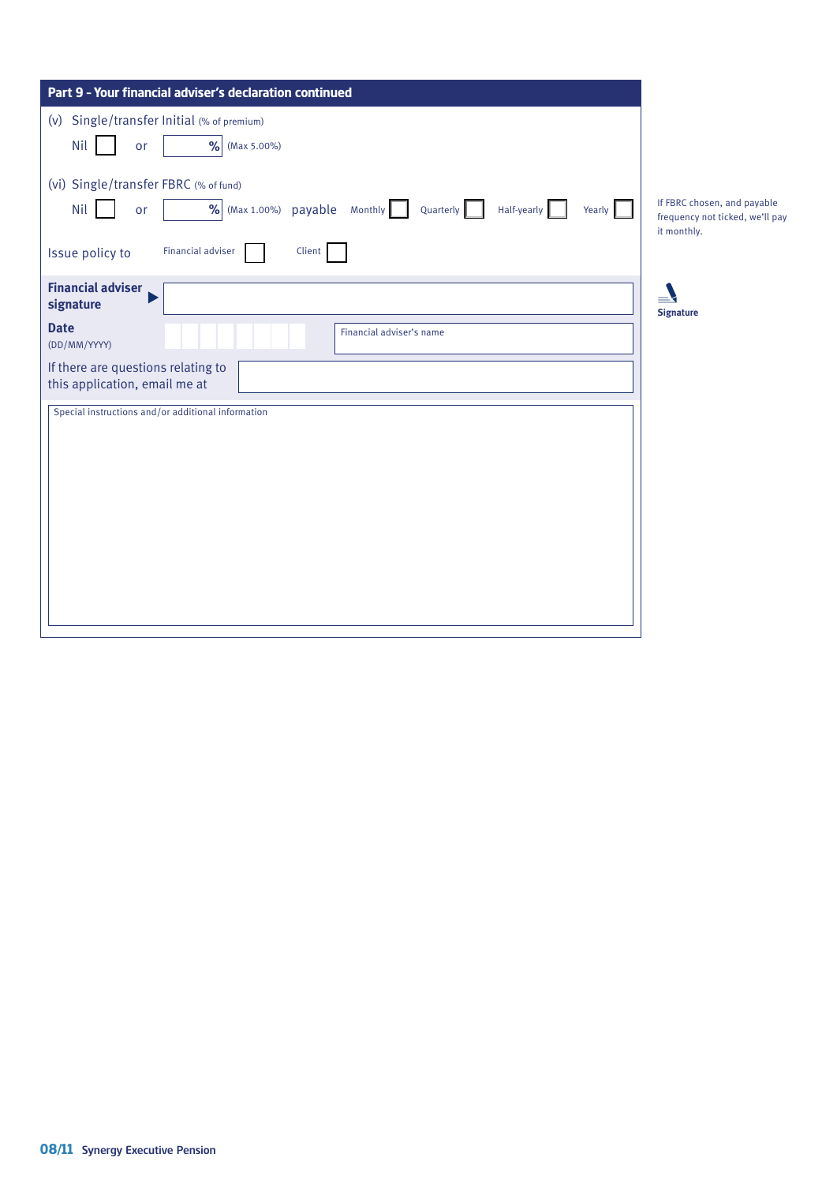## Part 9 - Your financial adviser's declaration continued

(v) Single/transfer Initial (% of premium)

Nil ☐ or ____ % (Max 5.00%)

(vi) Single/transfer FBRC (% of fund)

Nil ☐ or ____ % (Max 1.00%) payable Monthly ☐ Quarterly ☐ Half-yearly ☐ Yearly ☐

If FBRC chosen, and payable frequency not ticked, we'll pay it monthly.

Issue policy to Financial adviser ☐ Client ☐

**Financial adviser signature** ▶ ____________________

**Signature**

**Date** (DD/MM/YYYY) ____________________

Financial adviser's name ____________________

If there are questions relating to this application, email me at ____________________

Special instructions and/or additional information

____________________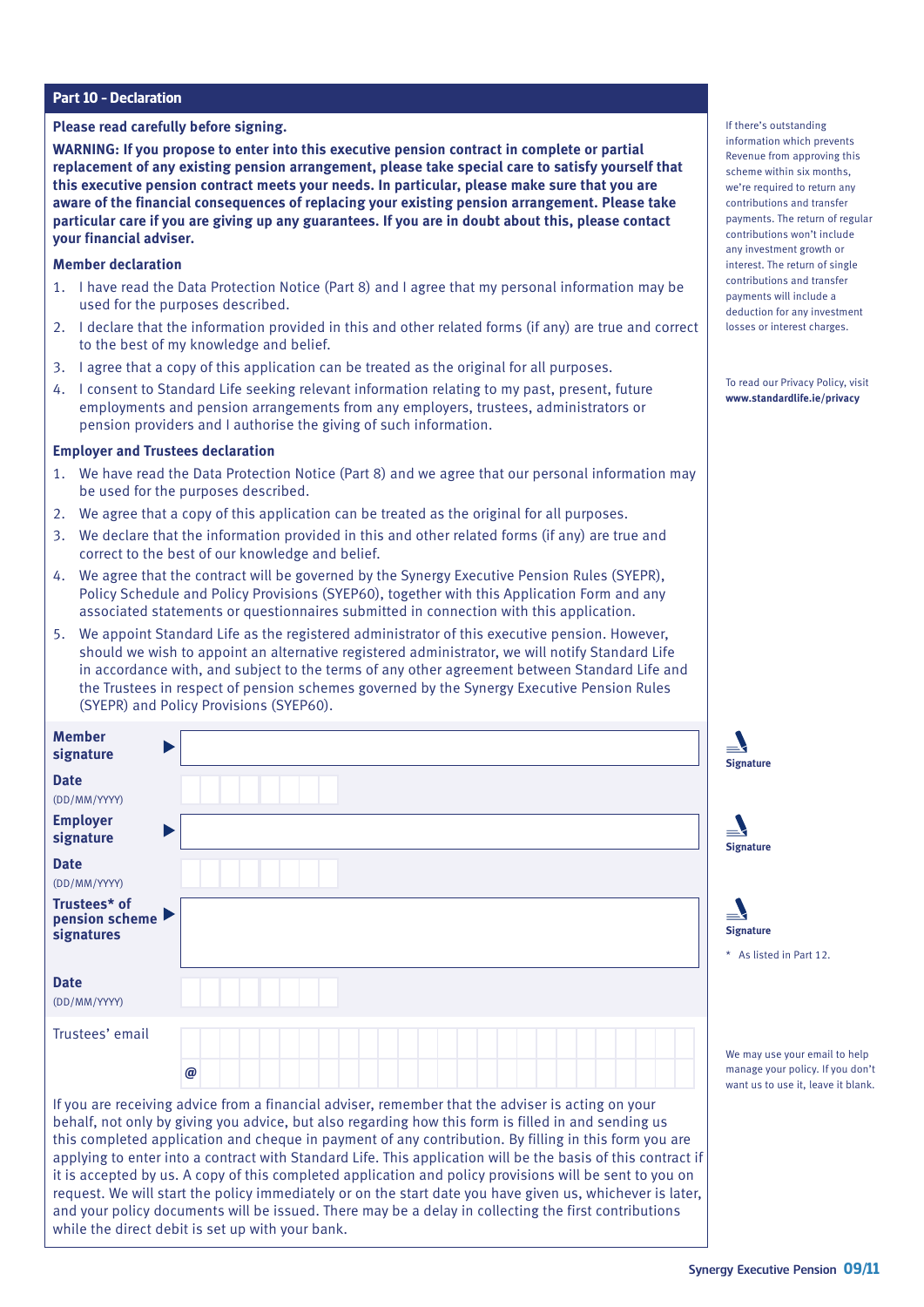## Part 10 – Declaration

**Please read carefully before signing.**

**WARNING: If you propose to enter into this executive pension contract in complete or partial replacement of any existing pension arrangement, please take special care to satisfy yourself that this executive pension contract meets your needs. In particular, please make sure that you are aware of the financial consequences of replacing your existing pension arrangement. Please take particular care if you are giving up any guarantees. If you are in doubt about this, please contact your financial adviser.**

If there's outstanding information which prevents Revenue from approving this scheme within six months, we're required to return any contributions and transfer payments. The return of regular contributions won't include any investment growth or interest. The return of single contributions and transfer payments will include a deduction for any investment losses or interest charges.

### Member declaration

1. I have read the Data Protection Notice (Part 8) and I agree that my personal information may be used for the purposes described.
2. I declare that the information provided in this and other related forms (if any) are true and correct to the best of my knowledge and belief.
3. I agree that a copy of this application can be treated as the original for all purposes.
4. I consent to Standard Life seeking relevant information relating to my past, present, future employments and pension arrangements from any employers, trustees, administrators or pension providers and I authorise the giving of such information.

To read our Privacy Policy, visit **www.standardlife.ie/privacy**

### Employer and Trustees declaration

1. We have read the Data Protection Notice (Part 8) and we agree that our personal information may be used for the purposes described.
2. We agree that a copy of this application can be treated as the original for all purposes.
3. We declare that the information provided in this and other related forms (if any) are true and correct to the best of our knowledge and belief.
4. We agree that the contract will be governed by the Synergy Executive Pension Rules (SYEPR), Policy Schedule and Policy Provisions (SYEP60), together with this Application Form and any associated statements or questionnaires submitted in connection with this application.
5. We appoint Standard Life as the registered administrator of this executive pension. However, should we wish to appoint an alternative registered administrator, we will notify Standard Life in accordance with, and subject to the terms of any other agreement between Standard Life and the Trustees in respect of pension schemes governed by the Synergy Executive Pension Rules (SYEPR) and Policy Provisions (SYEP60).

**Member signature** ▶ ______________________ **Signature**

**Date** (DD/MM/YYYY) __ __ / __ __ / __ __ __ __

**Employer signature** ▶ ______________________ **Signature**

**Date** (DD/MM/YYYY) __ __ / __ __ / __ __ __ __

**Trustees* of pension scheme signatures** ▶ ______________________ **Signature**

\* As listed in Part 12.

**Date** (DD/MM/YYYY) __ __ / __ __ / __ __ __ __

Trustees' email ______________________ @ ______________________

We may use your email to help manage your policy. If you don't want us to use it, leave it blank.

If you are receiving advice from a financial adviser, remember that the adviser is acting on your behalf, not only by giving you advice, but also regarding how this form is filled in and sending us this completed application and cheque in payment of any contribution. By filling in this form you are applying to enter into a contract with Standard Life. This application will be the basis of this contract if it is accepted by us. A copy of this completed application and policy provisions will be sent to you on request. We will start the policy immediately or on the start date you have given us, whichever is later, and your policy documents will be issued. There may be a delay in collecting the first contributions while the direct debit is set up with your bank.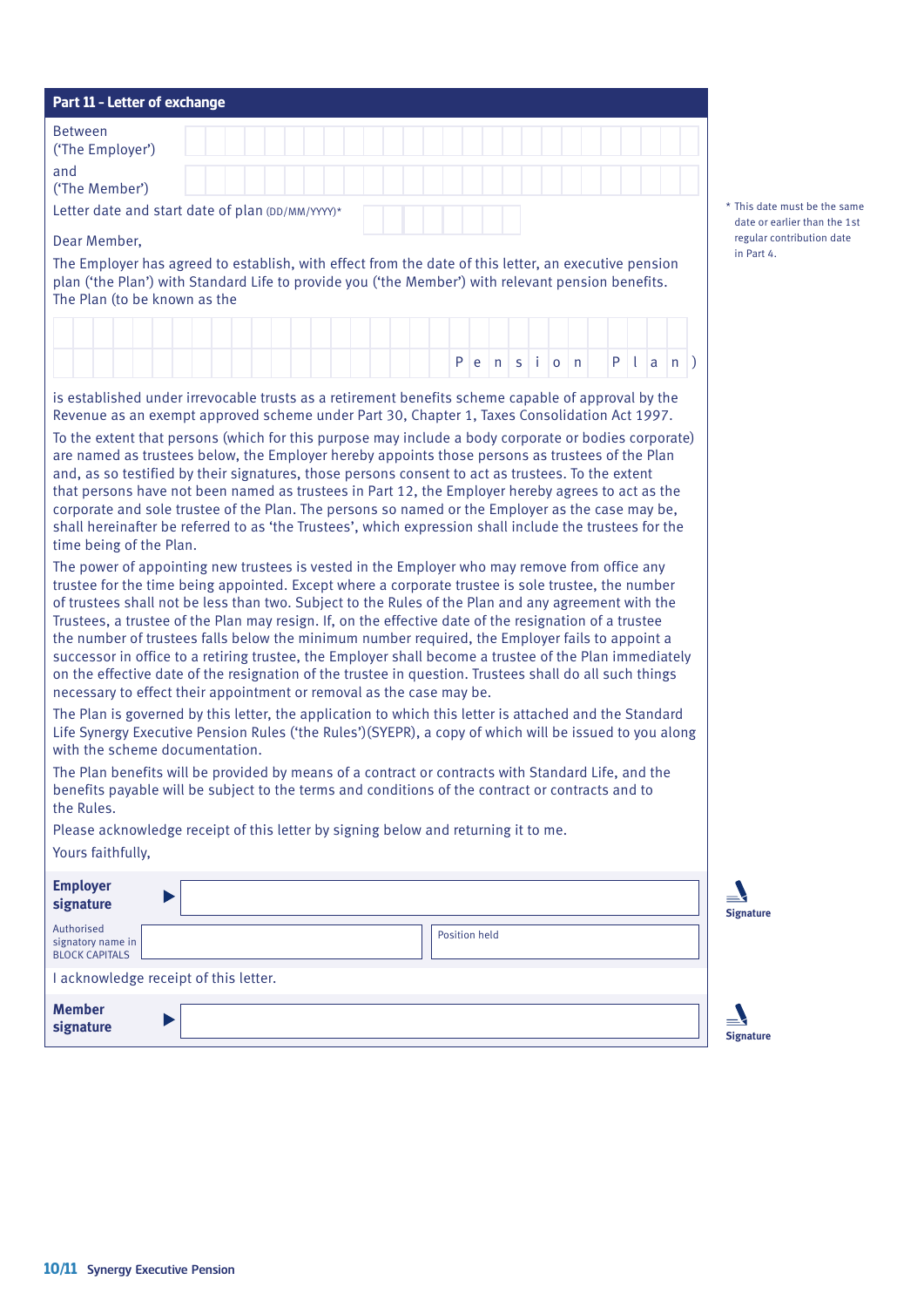## Part 11 – Letter of exchange

Between
('The Employer') ______________________

and
('The Member') ______________________

Letter date and start date of plan (DD/MM/YYYY)* ______________________

\* This date must be the same date or earlier than the 1st regular contribution date in Part 4.

Dear Member,

The Employer has agreed to establish, with effect from the date of this letter, an executive pension plan ('the Plan') with Standard Life to provide you ('the Member') with relevant pension benefits. The Plan (to be known as the

______________________ Pension Plan)

is established under irrevocable trusts as a retirement benefits scheme capable of approval by the Revenue as an exempt approved scheme under Part 30, Chapter 1, Taxes Consolidation Act 1997.

To the extent that persons (which for this purpose may include a body corporate or bodies corporate) are named as trustees below, the Employer hereby appoints those persons as trustees of the Plan and, as so testified by their signatures, those persons consent to act as trustees. To the extent that persons have not been named as trustees in Part 12, the Employer hereby agrees to act as the corporate and sole trustee of the Plan. The persons so named or the Employer as the case may be, shall hereinafter be referred to as 'the Trustees', which expression shall include the trustees for the time being of the Plan.

The power of appointing new trustees is vested in the Employer who may remove from office any trustee for the time being appointed. Except where a corporate trustee is sole trustee, the number of trustees shall not be less than two. Subject to the Rules of the Plan and any agreement with the Trustees, a trustee of the Plan may resign. If, on the effective date of the resignation of a trustee the number of trustees falls below the minimum number required, the Employer fails to appoint a successor in office to a retiring trustee, the Employer shall become a trustee of the Plan immediately on the effective date of the resignation of the trustee in question. Trustees shall do all such things necessary to effect their appointment or removal as the case may be.

The Plan is governed by this letter, the application to which this letter is attached and the Standard Life Synergy Executive Pension Rules ('the Rules')(SYEPR), a copy of which will be issued to you along with the scheme documentation.

The Plan benefits will be provided by means of a contract or contracts with Standard Life, and the benefits payable will be subject to the terms and conditions of the contract or contracts and to the Rules.

Please acknowledge receipt of this letter by signing below and returning it to me.

Yours faithfully,

**Employer signature** ► ______________________ Signature

Authorised signatory name in BLOCK CAPITALS ______________________ Position held ______________________

I acknowledge receipt of this letter.

**Member signature** ► ______________________ Signature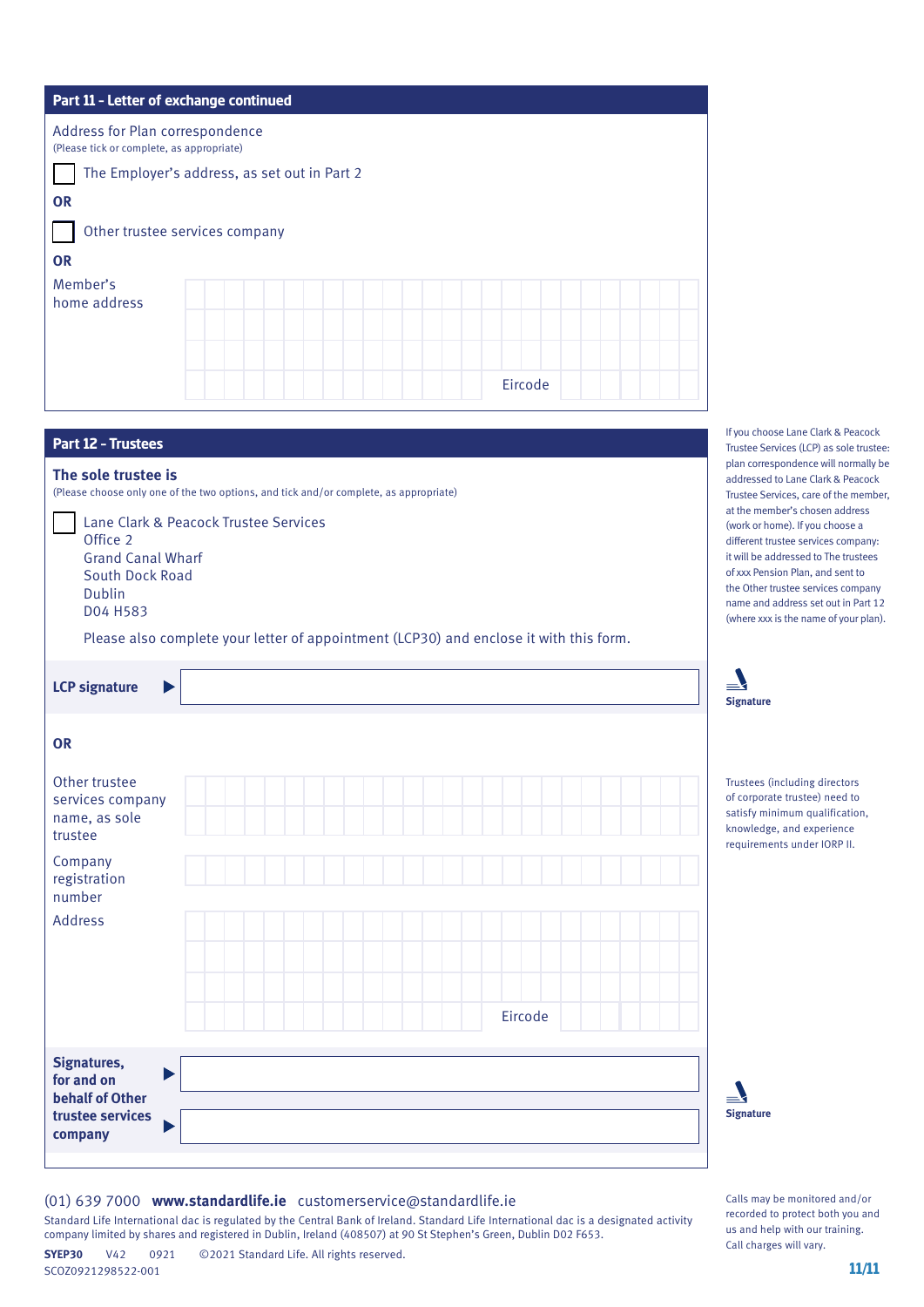## Part 11 – Letter of exchange continued

Address for Plan correspondence
(Please tick or complete, as appropriate)

☐ The Employer's address, as set out in Part 2

**OR**

☐ Other trustee services company

**OR**

Member's home address

Eircode

## Part 12 – Trustees

If you choose Lane Clark & Peacock Trustee Services (LCP) as sole trustee: plan correspondence will normally be addressed to Lane Clark & Peacock Trustee Services, care of the member, at the member's chosen address (work or home). If you choose a different trustee services company: it will be addressed to The trustees of xxx Pension Plan, and sent to the Other trustee services company name and address set out in Part 12 (where xxx is the name of your plan).

### The sole trustee is

(Please choose only one of the two options, and tick and/or complete, as appropriate)

☐ Lane Clark & Peacock Trustee Services
Office 2
Grand Canal Wharf
South Dock Road
Dublin
D04 H583

Please also complete your letter of appointment (LCP30) and enclose it with this form.

**LCP signature** ▶

Signature

**OR**

Other trustee services company name, as sole trustee

Company registration number

Address

Eircode

Trustees (including directors of corporate trustee) need to satisfy minimum qualification, knowledge, and experience requirements under IORP II.

**Signatures, for and on behalf of Other trustee services company** ▶

▶

Signature

(01) 639 7000 **www.standardlife.ie** customerservice@standardlife.ie

Standard Life International dac is regulated by the Central Bank of Ireland. Standard Life International dac is a designated activity company limited by shares and registered in Dublin, Ireland (408507) at 90 St Stephen's Green, Dublin D02 F653.

**SYEP30** V42 0921 ©2021 Standard Life. All rights reserved.
SCOZ0921298522-001

Calls may be monitored and/or recorded to protect both you and us and help with our training. Call charges will vary.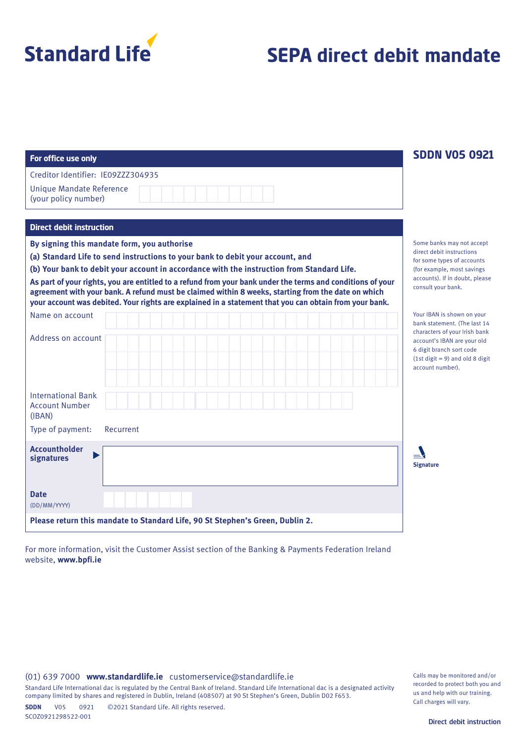Standard Life

# SEPA direct debit mandate

**SDDN V05 0921**

## For office use only

Creditor Identifier: IE09ZZZ304935

Unique Mandate Reference (your policy number)

## Direct debit instruction

**By signing this mandate form, you authorise**

**(a) Standard Life to send instructions to your bank to debit your account, and**

**(b) Your bank to debit your account in accordance with the instruction from Standard Life.**

**As part of your rights, you are entitled to a refund from your bank under the terms and conditions of your agreement with your bank. A refund must be claimed within 8 weeks, starting from the date on which your account was debited. Your rights are explained in a statement that you can obtain from your bank.**

Some banks may not accept direct debit instructions for some types of accounts (for example, most savings accounts). If in doubt, please consult your bank.

Name on account

Address on account

International Bank Account Number (IBAN)

Your IBAN is shown on your bank statement. (The last 14 characters of your Irish bank account's IBAN are your old 6 digit branch sort code (1st digit = 9) and old 8 digit account number).

Type of payment: Recurrent

**Accountholder signatures** ▶

Signature

**Date**
(DD/MM/YYYY)

**Please return this mandate to Standard Life, 90 St Stephen's Green, Dublin 2.**

For more information, visit the Customer Assist section of the Banking & Payments Federation Ireland website, **www.bpfi.ie**

(01) 639 7000 **www.standardlife.ie** customerservice@standardlife.ie

Standard Life International dac is regulated by the Central Bank of Ireland. Standard Life International dac is a designated activity company limited by shares and registered in Dublin, Ireland (408507) at 90 St Stephen's Green, Dublin D02 F653.

**SDDN** V05 0921 ©2021 Standard Life. All rights reserved.

SCOZ0921298522-001

Calls may be monitored and/or recorded to protect both you and us and help with our training. Call charges will vary.

Direct debit instruction